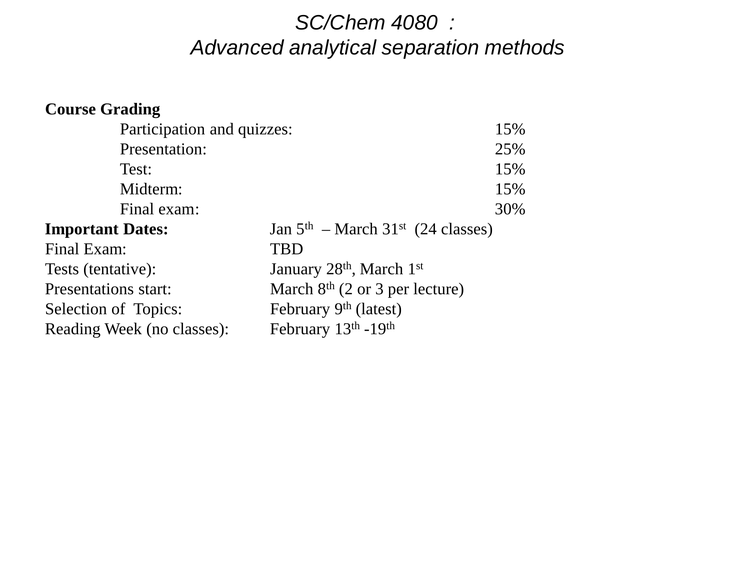# *SC/Chem 4080 :*
# *Advanced analytical separation methods*

**Course Grading**

| | |
|---|---|
| Participation and quizzes: | 15% |
| Presentation: | 25% |
| Test: | 15% |
| Midterm: | 15% |
| Final exam: | 30% |

**Important Dates:** Jan 5th – March 31st (24 classes)

Final Exam: TBD

Tests (tentative): January 28th, March 1st

Presentations start: March 8th (2 or 3 per lecture)

Selection of Topics: February 9th (latest)

Reading Week (no classes): February 13th -19th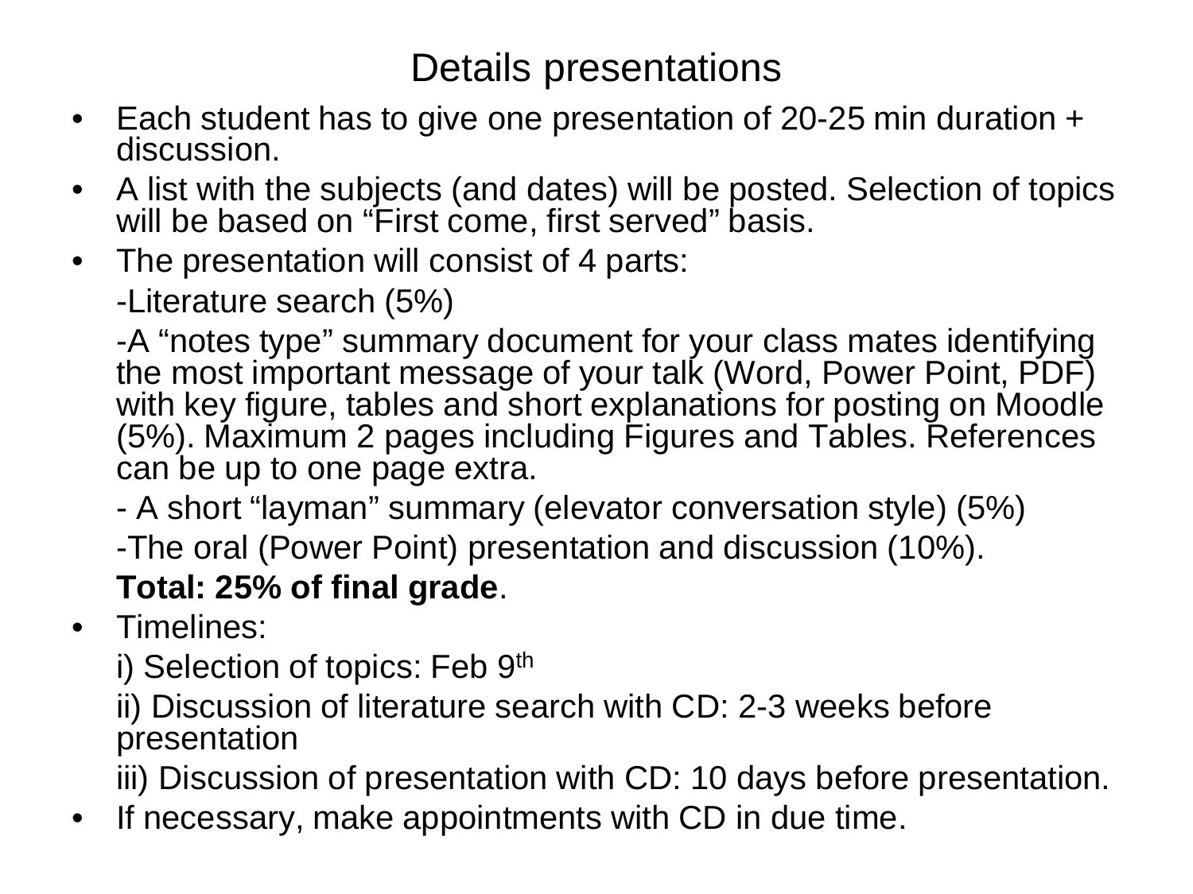# Details presentations

- Each student has to give one presentation of 20-25 min duration + discussion.
- A list with the subjects (and dates) will be posted. Selection of topics will be based on "First come, first served" basis.
- The presentation will consist of 4 parts:

  -Literature search (5%)

  -A "notes type" summary document for your class mates identifying the most important message of your talk (Word, Power Point, PDF) with key figure, tables and short explanations for posting on Moodle (5%). Maximum 2 pages including Figures and Tables. References can be up to one page extra.

  - A short "layman" summary (elevator conversation style) (5%)

  -The oral (Power Point) presentation and discussion (10%).

  **Total: 25% of final grade**.
- Timelines:

  i) Selection of topics: Feb 9th

  ii) Discussion of literature search with CD: 2-3 weeks before presentation

  iii) Discussion of presentation with CD: 10 days before presentation.
- If necessary, make appointments with CD in due time.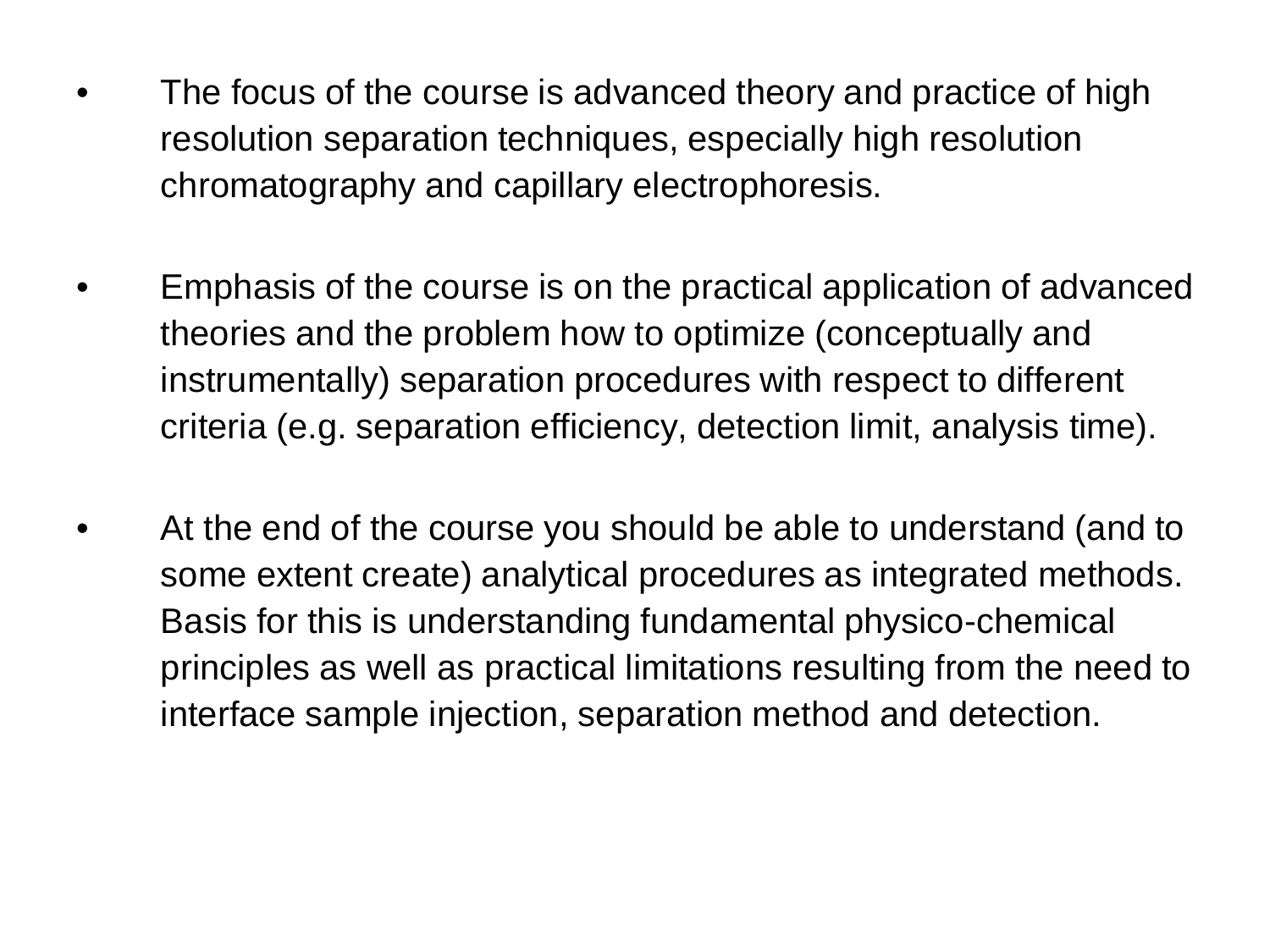- The focus of the course is advanced theory and practice of high resolution separation techniques, especially high resolution chromatography and capillary electrophoresis.

- Emphasis of the course is on the practical application of advanced theories and the problem how to optimize (conceptually and instrumentally) separation procedures with respect to different criteria (e.g. separation efficiency, detection limit, analysis time).

- At the end of the course you should be able to understand (and to some extent create) analytical procedures as integrated methods. Basis for this is understanding fundamental physico-chemical principles as well as practical limitations resulting from the need to interface sample injection, separation method and detection.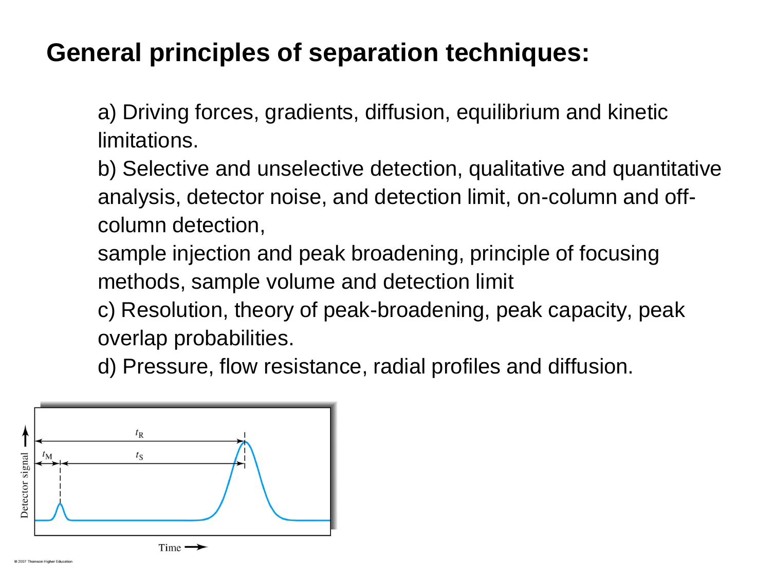# General principles of separation techniques:

a) Driving forces, gradients, diffusion, equilibrium and kinetic limitations.

b) Selective and unselective detection, qualitative and quantitative analysis, detector noise, and detection limit, on-column and off-column detection,

sample injection and peak broadening, principle of focusing methods, sample volume and detection limit

c) Resolution, theory of peak-broadening, peak capacity, peak overlap probabilities.

d) Pressure, flow resistance, radial profiles and diffusion.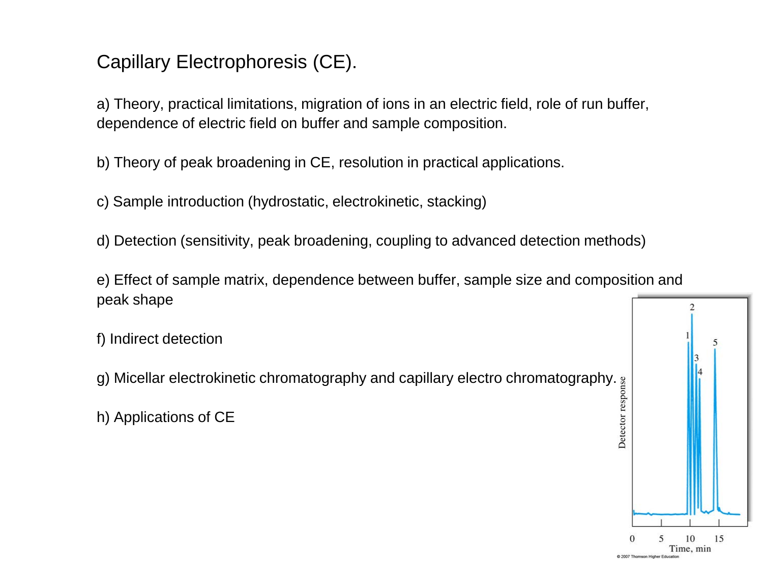# Capillary Electrophoresis (CE).

a) Theory, practical limitations, migration of ions in an electric field, role of run buffer, dependence of electric field on buffer and sample composition.

b) Theory of peak broadening in CE, resolution in practical applications.

c) Sample introduction (hydrostatic, electrokinetic, stacking)

d) Detection (sensitivity, peak broadening, coupling to advanced detection methods)

e) Effect of sample matrix, dependence between buffer, sample size and composition and peak shape

f) Indirect detection

g) Micellar electrokinetic chromatography and capillary electro chromatography.

h) Applications of CE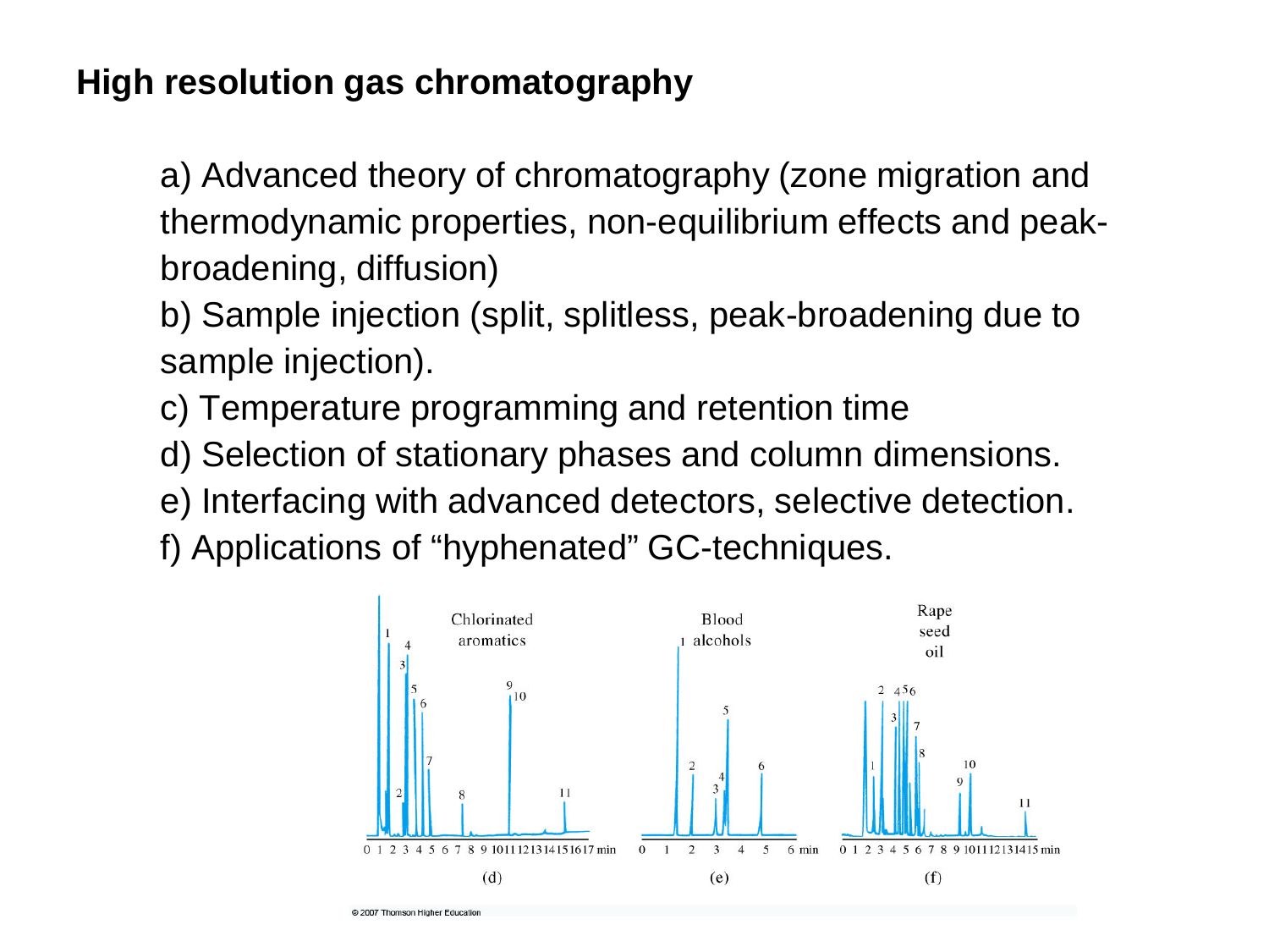# High resolution gas chromatography

a) Advanced theory of chromatography (zone migration and thermodynamic properties, non-equilibrium effects and peak-broadening, diffusion)

b) Sample injection (split, splitless, peak-broadening due to sample injection).

c) Temperature programming and retention time

d) Selection of stationary phases and column dimensions.

e) Interfacing with advanced detectors, selective detection.

f) Applications of "hyphenated" GC-techniques.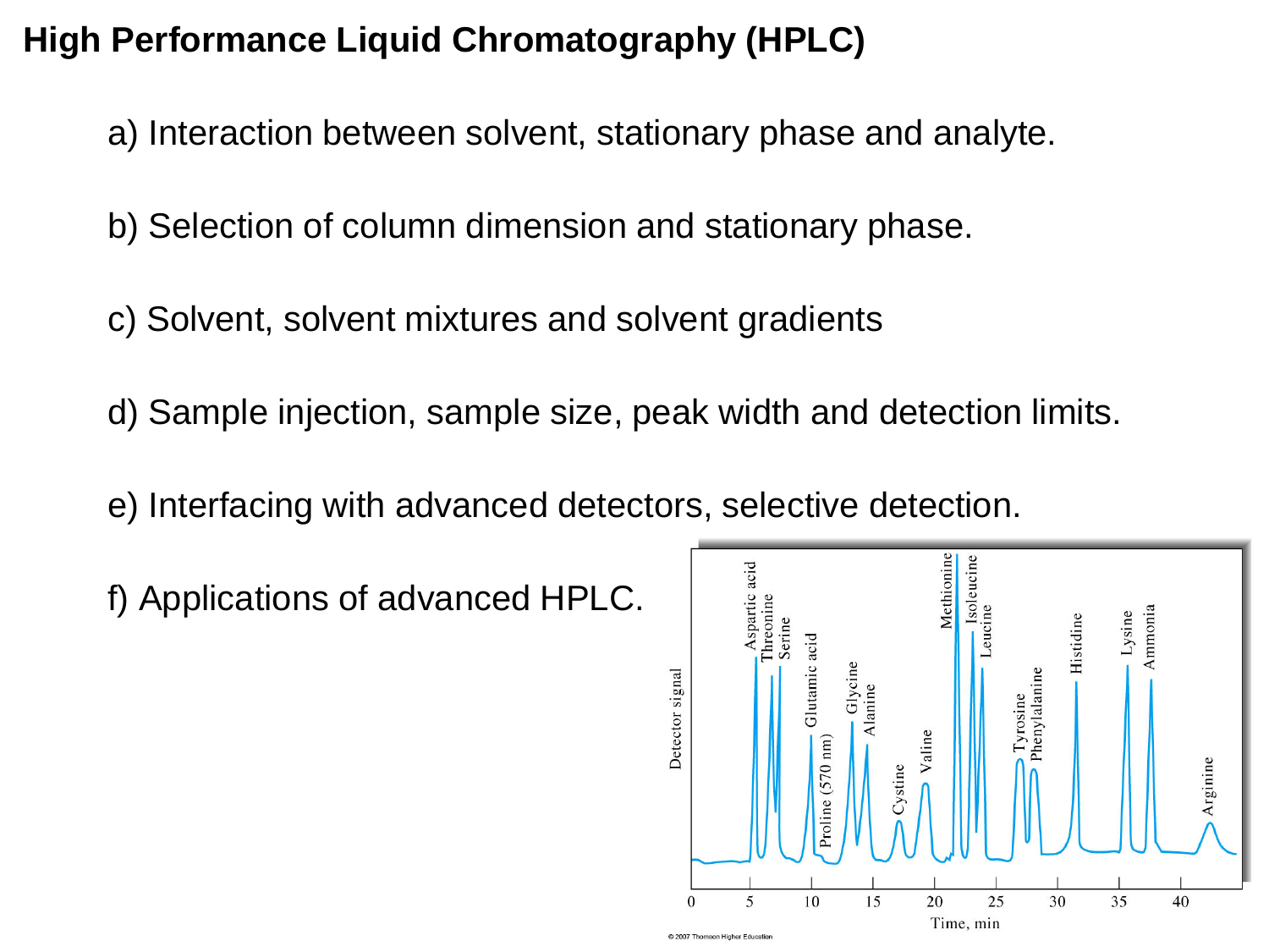# High Performance Liquid Chromatography (HPLC)

a) Interaction between solvent, stationary phase and analyte.

b) Selection of column dimension and stationary phase.

c) Solvent, solvent mixtures and solvent gradients

d) Sample injection, sample size, peak width and detection limits.

e) Interfacing with advanced detectors, selective detection.

f) Applications of advanced HPLC.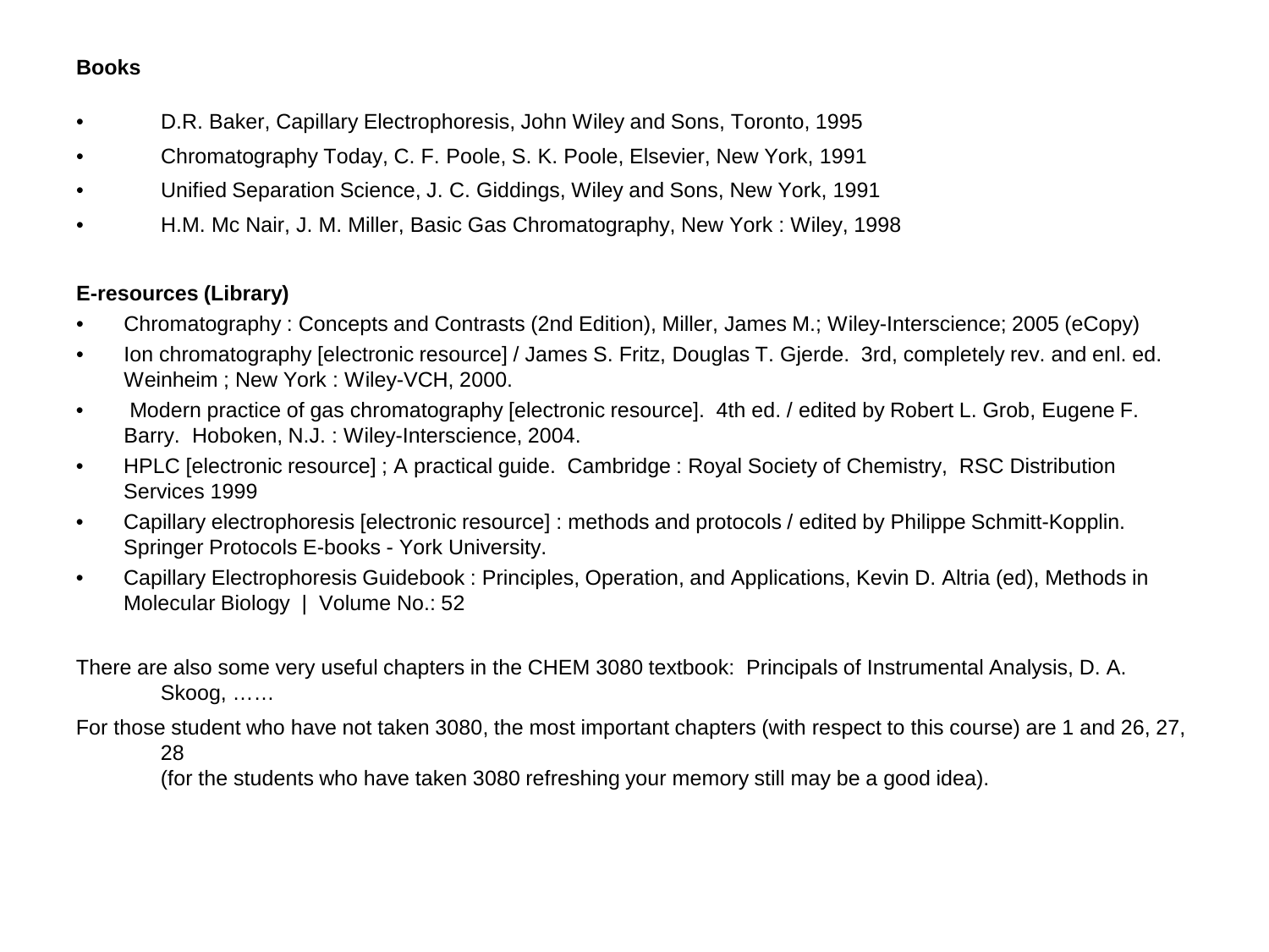**Books**

- D.R. Baker, Capillary Electrophoresis, John Wiley and Sons, Toronto, 1995
- Chromatography Today, C. F. Poole, S. K. Poole, Elsevier, New York, 1991
- Unified Separation Science, J. C. Giddings, Wiley and Sons, New York, 1991
- H.M. Mc Nair, J. M. Miller, Basic Gas Chromatography, New York : Wiley, 1998

**E-resources (Library)**

- Chromatography : Concepts and Contrasts (2nd Edition), Miller, James M.; Wiley-Interscience; 2005 (eCopy)
- Ion chromatography [electronic resource] / James S. Fritz, Douglas T. Gjerde. 3rd, completely rev. and enl. ed. Weinheim ; New York : Wiley-VCH, 2000.
- Modern practice of gas chromatography [electronic resource]. 4th ed. / edited by Robert L. Grob, Eugene F. Barry. Hoboken, N.J. : Wiley-Interscience, 2004.
- HPLC [electronic resource] ; A practical guide. Cambridge : Royal Society of Chemistry, RSC Distribution Services 1999
- Capillary electrophoresis [electronic resource] : methods and protocols / edited by Philippe Schmitt-Kopplin. Springer Protocols E-books - York University.
- Capillary Electrophoresis Guidebook : Principles, Operation, and Applications, Kevin D. Altria (ed), Methods in Molecular Biology | Volume No.: 52

There are also some very useful chapters in the CHEM 3080 textbook: Principals of Instrumental Analysis, D. A. Skoog, ……

For those student who have not taken 3080, the most important chapters (with respect to this course) are 1 and 26, 27, 28
(for the students who have taken 3080 refreshing your memory still may be a good idea).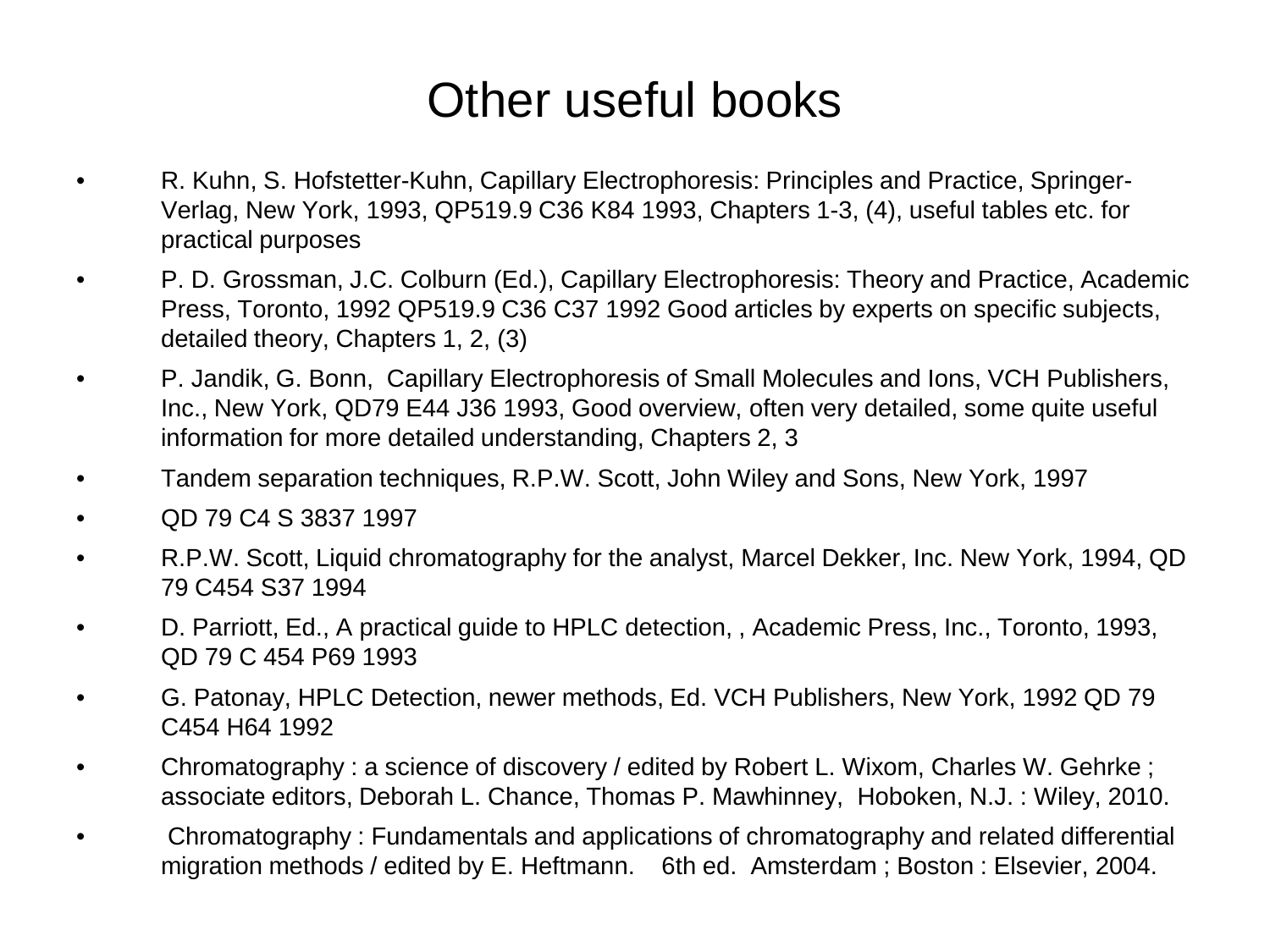# Other useful books

- R. Kuhn, S. Hofstetter-Kuhn, Capillary Electrophoresis: Principles and Practice, Springer-Verlag, New York, 1993, QP519.9 C36 K84 1993, Chapters 1-3, (4), useful tables etc. for practical purposes
- P. D. Grossman, J.C. Colburn (Ed.), Capillary Electrophoresis: Theory and Practice, Academic Press, Toronto, 1992 QP519.9 C36 C37 1992 Good articles by experts on specific subjects, detailed theory, Chapters 1, 2, (3)
- P. Jandik, G. Bonn, Capillary Electrophoresis of Small Molecules and Ions, VCH Publishers, Inc., New York, QD79 E44 J36 1993, Good overview, often very detailed, some quite useful information for more detailed understanding, Chapters 2, 3
- Tandem separation techniques, R.P.W. Scott, John Wiley and Sons, New York, 1997
- QD 79 C4 S 3837 1997
- R.P.W. Scott, Liquid chromatography for the analyst, Marcel Dekker, Inc. New York, 1994, QD 79 C454 S37 1994
- D. Parriott, Ed., A practical guide to HPLC detection, , Academic Press, Inc., Toronto, 1993, QD 79 C 454 P69 1993
- G. Patonay, HPLC Detection, newer methods, Ed. VCH Publishers, New York, 1992 QD 79 C454 H64 1992
- Chromatography : a science of discovery / edited by Robert L. Wixom, Charles W. Gehrke ; associate editors, Deborah L. Chance, Thomas P. Mawhinney, Hoboken, N.J. : Wiley, 2010.
- Chromatography : Fundamentals and applications of chromatography and related differential migration methods / edited by E. Heftmann. 6th ed. Amsterdam ; Boston : Elsevier, 2004.